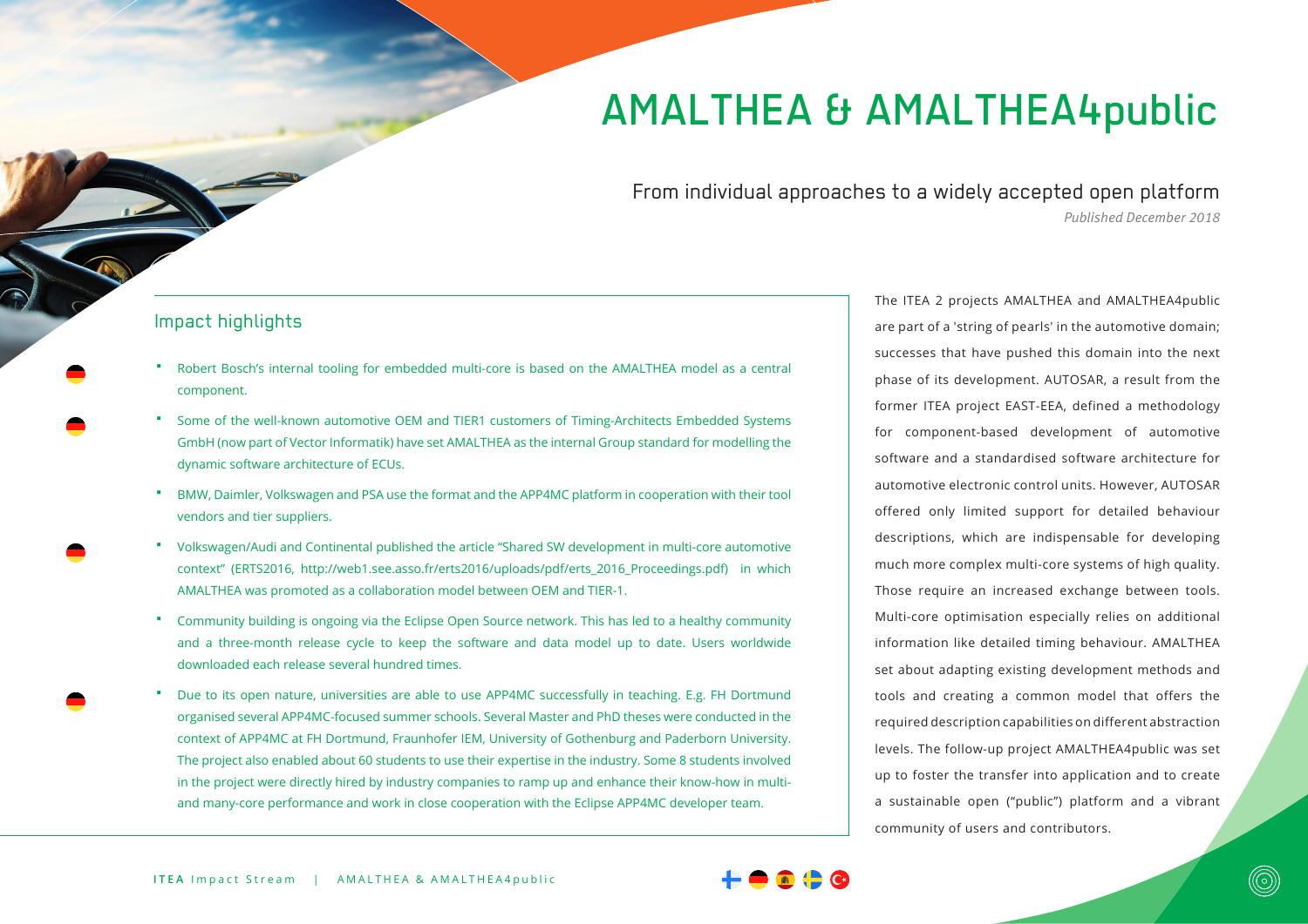# AMALTHEA & AMALTHEA4public

## From individual approaches to a widely accepted open platform

*Published December 2018*

The ITEA 2 projects AMALTHEA and AMALTHEA4public are part of a 'string of pearls' in the automotive domain; successes that have pushed this domain into the next phase of its development. AUTOSAR, a result from the former ITEA project EAST-EEA, defined a methodology for component-based development of automotive software and a standardised software architecture for automotive electronic control units. However, AUTOSAR offered only limited support for detailed behaviour descriptions, which are indispensable for developing much more complex multi-core systems of high quality. Those require an increased exchange between tools. Multi-core optimisation especially relies on additional information like detailed timing behaviour. AMALTHEA set about adapting existing development methods and tools and creating a common model that offers the required description capabilities on different abstraction levels. The follow-up project AMALTHEA4public was set up to foster the transfer into application and to create a sustainable open ("public") platform and a vibrant community of users and contributors.

### Impact highlights

- Robert Bosch's internal tooling for embedded multi-core is based on the AMALTHEA model as a central component.
- Some of the well-known automotive OEM and TIER1 customers of Timing-Architects Embedded Systems GmbH (now part of Vector Informatik) have set AMALTHEA as the internal Group standard for modelling the dynamic software architecture of ECUs.
- BMW, Daimler, Volkswagen and PSA use the format and the APP4MC platform in cooperation with their tool vendors and tier suppliers.
- Volkswagen/Audi and Continental published the article "Shared SW development in multi-core automotive context" (ERTS2016, http://web1.see.asso.fr/erts2016/uploads/pdf/erts_2016_Proceedings.pdf) in which AMALTHEA was promoted as a collaboration model between OEM and TIER-1.
- Community building is ongoing via the Eclipse Open Source network. This has led to a healthy community and a three-month release cycle to keep the software and data model up to date. Users worldwide downloaded each release several hundred times.
- Due to its open nature, universities are able to use APP4MC successfully in teaching. E.g. FH Dortmund organised several APP4MC-focused summer schools. Several Master and PhD theses were conducted in the context of APP4MC at FH Dortmund, Fraunhofer IEM, University of Gothenburg and Paderborn University. The project also enabled about 60 students to use their expertise in the industry. Some 8 students involved in the project were directly hired by industry companies to ramp up and enhance their know-how in multi- and many-core performance and work in close cooperation with the Eclipse APP4MC developer team.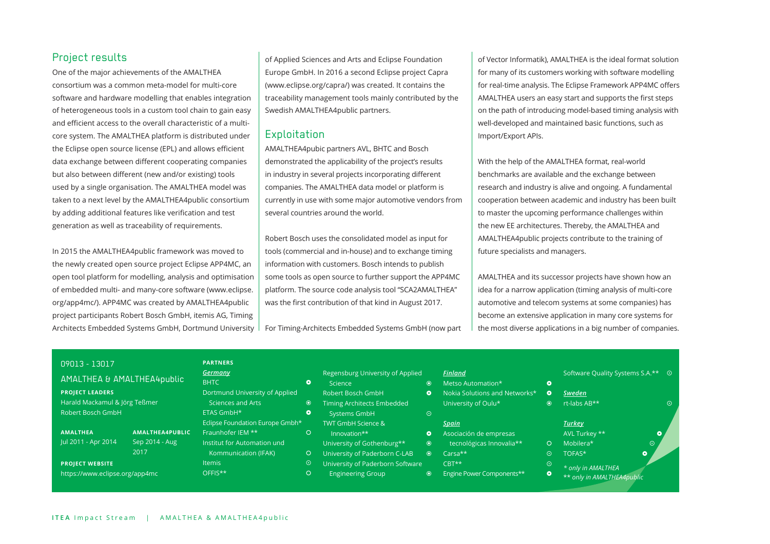## Project results

One of the major achievements of the AMALTHEA consortium was a common meta-model for multi-core software and hardware modelling that enables integration of heterogeneous tools in a custom tool chain to gain easy and efficient access to the overall characteristic of a multi-core system. The AMALTHEA platform is distributed under the Eclipse open source license (EPL) and allows efficient data exchange between different cooperating companies but also between different (new and/or existing) tools used by a single organisation. The AMALTHEA model was taken to a next level by the AMALTHEA4public consortium by adding additional features like verification and test generation as well as traceability of requirements.

In 2015 the AMALTHEA4public framework was moved to the newly created open source project Eclipse APP4MC, an open tool platform for modelling, analysis and optimisation of embedded multi- and many-core software (www.eclipse.org/app4mc/). APP4MC was created by AMALTHEA4public project participants Robert Bosch GmbH, itemis AG, Timing Architects Embedded Systems GmbH, Dortmund University of Applied Sciences and Arts and Eclipse Foundation Europe GmbH. In 2016 a second Eclipse project Capra (www.eclipse.org/capra/) was created. It contains the traceability management tools mainly contributed by the Swedish AMALTHEA4public partners.

## Exploitation

AMALTHEA4pubic partners AVL, BHTC and Bosch demonstrated the applicability of the project's results in industry in several projects incorporating different companies. The AMALTHEA data model or platform is currently in use with some major automotive vendors from several countries around the world.

Robert Bosch uses the consolidated model as input for tools (commercial and in-house) and to exchange timing information with customers. Bosch intends to publish some tools as open source to further support the APP4MC platform. The source code analysis tool "SCA2AMALTHEA" was the first contribution of that kind in August 2017.

For Timing-Architects Embedded Systems GmbH (now part of Vector Informatik), AMALTHEA is the ideal format solution for many of its customers working with software modelling for real-time analysis. The Eclipse Framework APP4MC offers AMALTHEA users an easy start and supports the first steps on the path of introducing model-based timing analysis with well-developed and maintained basic functions, such as Import/Export APIs.

With the help of the AMALTHEA format, real-world benchmarks are available and the exchange between research and industry is alive and ongoing. A fundamental cooperation between academic and industry has been built to master the upcoming performance challenges within the new EE architectures. Thereby, the AMALTHEA and AMALTHEA4public projects contribute to the training of future specialists and managers.

AMALTHEA and its successor projects have shown how an idea for a narrow application (timing analysis of multi-core automotive and telecom systems at some companies) has become an extensive application in many core systems for the most diverse applications in a big number of companies.

---

09013 - 13017

AMALTHEA & AMALTHEA4public

**PROJECT LEADERS**
Harald Mackamul & Jörg Teßmer
Robert Bosch GmbH

**AMALTHEA**
Jul 2011 - Apr 2014

**AMALTHEA4PUBLIC**
Sep 2014 - Aug 2017

**PROJECT WEBSITE**
https://www.eclipse.org/app4mc

**PARTNERS**

***Germany***
- BHTC
- Dortmund University of Applied Sciences and Arts
- ETAS GmbH*
- Eclipse Foundation Europe Gmbh*
- Fraunhofer IEM **
- Institut for Automation und Kommunication (IFAK)
- Itemis
- OFFIS**
- Regensburg University of Applied Science
- Robert Bosch GmbH
- Timing Architects Embedded Systems GmbH
- TWT GmbH Science & Innovation**
- University of Gothenburg**
- University of Paderborn C-LAB
- University of Paderborn Software Engineering Group

***Finland***
- Metso Automation*
- Nokia Solutions and Networks*
- University of Oulu*

***Spain***
- Asociación de empresas tecnológicas Innovalia**
- Carsa**
- CBT**
- Engine Power Components**
- Software Quality Systems S.A.**

***Sweden***
- rt-labs AB**

***Turkey***
- AVL Turkey **
- Mobilera*
- TOFAS*

*\* only in AMALTHEA*
*\*\* only in AMALTHEA4public*